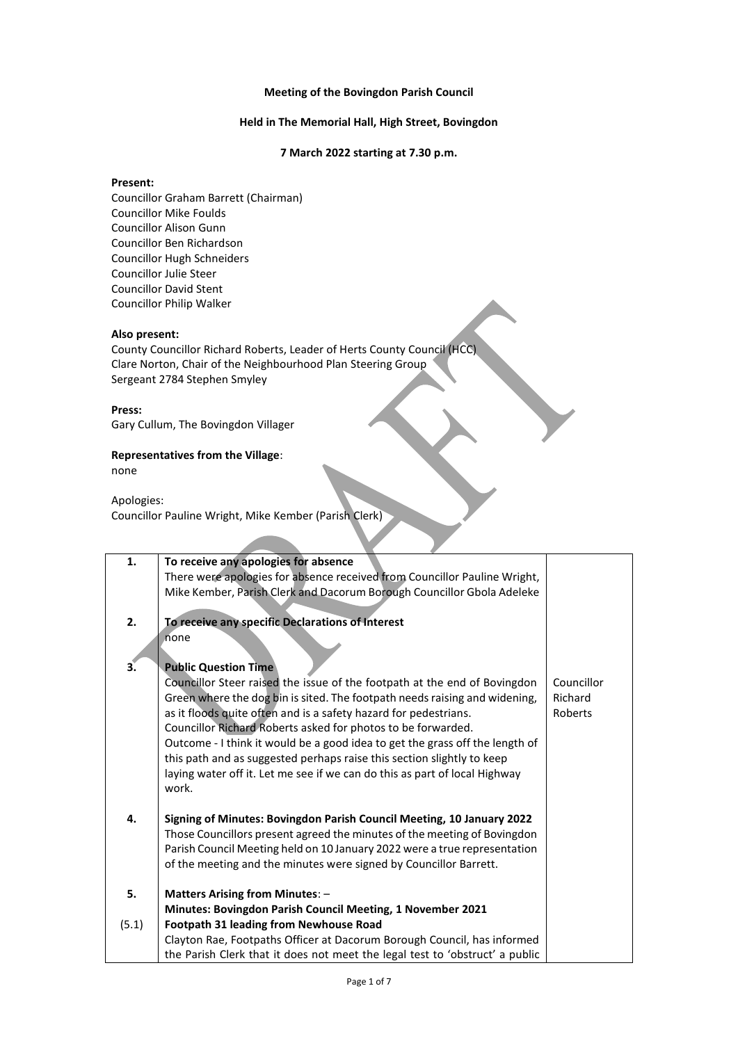**Meeting of the Bovingdon Parish Council**

**Held in The Memorial Hall, High Street, Bovingdon**

**7 March 2022 starting at 7.30 p.m.**

**Present:**
Councillor Graham Barrett (Chairman)
Councillor Mike Foulds
Councillor Alison Gunn
Councillor Ben Richardson
Councillor Hugh Schneiders
Councillor Julie Steer
Councillor David Stent
Councillor Philip Walker

**Also present:**
County Councillor Richard Roberts, Leader of Herts County Council (HCC)
Clare Norton, Chair of the Neighbourhood Plan Steering Group
Sergeant 2784 Stephen Smyley

**Press:**
Gary Cullum, The Bovingdon Villager

**Representatives from the Village**:
none

Apologies:
Councillor Pauline Wright, Mike Kember (Parish Clerk)

| | | |
|---|---|---|
| **1.** | **To receive any apologies for absence**<br>There were apologies for absence received from Councillor Pauline Wright, Mike Kember, Parish Clerk and Dacorum Borough Councillor Gbola Adeleke | |
| **2.** | **To receive any specific Declarations of Interest**<br>none | |
| **3.** | **Public Question Time**<br>Councillor Steer raised the issue of the footpath at the end of Bovingdon Green where the dog bin is sited. The footpath needs raising and widening, as it floods quite often and is a safety hazard for pedestrians.<br>Councillor Richard Roberts asked for photos to be forwarded.<br>Outcome - I think it would be a good idea to get the grass off the length of this path and as suggested perhaps raise this section slightly to keep laying water off it. Let me see if we can do this as part of local Highway work. | Councillor Richard Roberts |
| **4.** | **Signing of Minutes: Bovingdon Parish Council Meeting, 10 January 2022**<br>Those Councillors present agreed the minutes of the meeting of Bovingdon Parish Council Meeting held on 10 January 2022 were a true representation of the meeting and the minutes were signed by Councillor Barrett. | |
| **5.** | **Matters Arising from Minutes**: –<br>**Minutes: Bovingdon Parish Council Meeting, 1 November 2021** | |
| (5.1) | **Footpath 31 leading from Newhouse Road**<br>Clayton Rae, Footpaths Officer at Dacorum Borough Council, has informed the Parish Clerk that it does not meet the legal test to 'obstruct' a public | |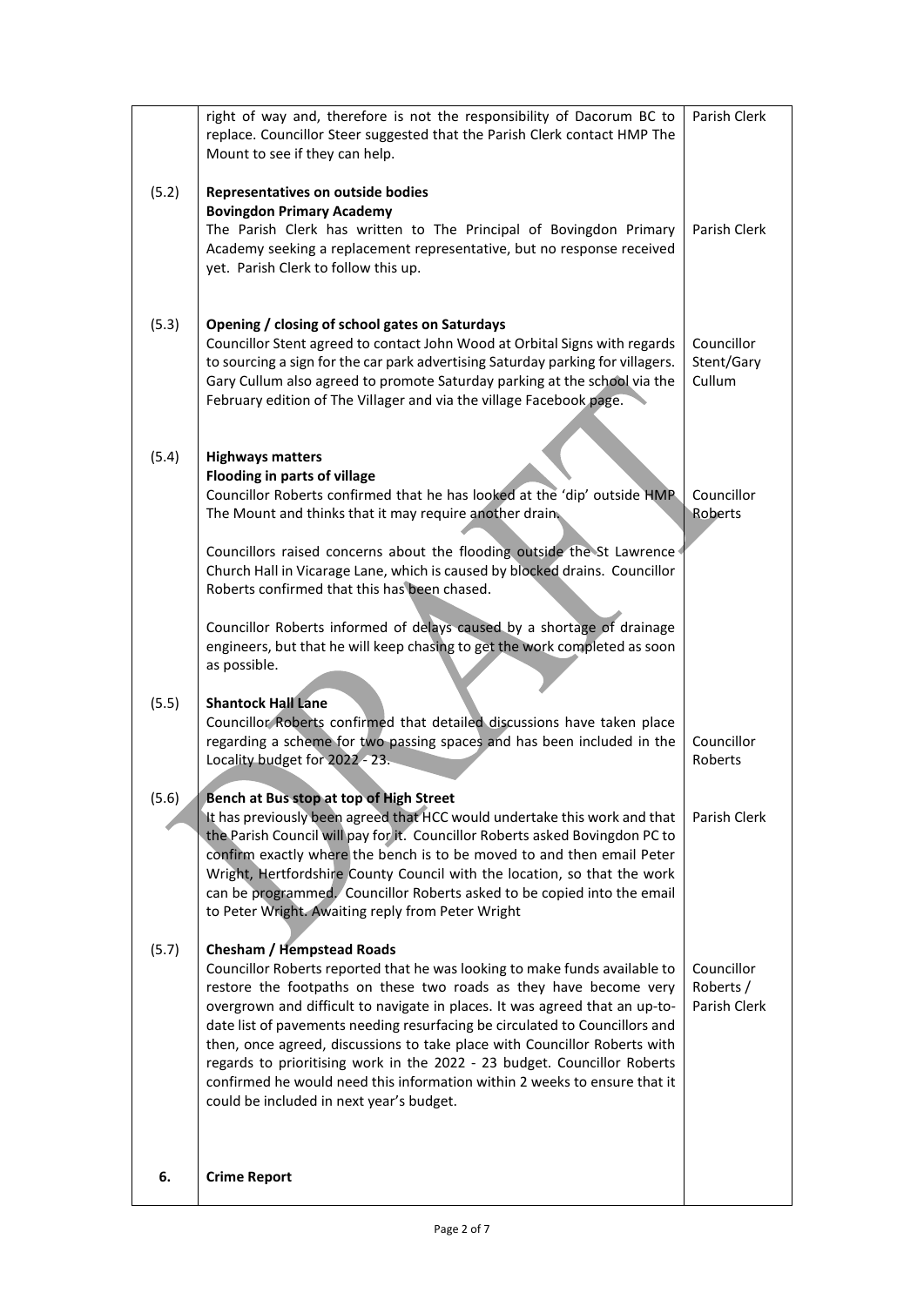| | | |
|---|---|---|
| | right of way and, therefore is not the responsibility of Dacorum BC to replace. Councillor Steer suggested that the Parish Clerk contact HMP The Mount to see if they can help. | Parish Clerk |
| (5.2) | **Representatives on outside bodies**<br>**Bovingdon Primary Academy**<br>The Parish Clerk has written to The Principal of Bovingdon Primary Academy seeking a replacement representative, but no response received yet. Parish Clerk to follow this up. | Parish Clerk |
| (5.3) | **Opening / closing of school gates on Saturdays**<br>Councillor Stent agreed to contact John Wood at Orbital Signs with regards to sourcing a sign for the car park advertising Saturday parking for villagers. Gary Cullum also agreed to promote Saturday parking at the school via the February edition of The Villager and via the village Facebook page. | Councillor Stent/Gary Cullum |
| (5.4) | **Highways matters**<br>**Flooding in parts of village**<br>Councillor Roberts confirmed that he has looked at the 'dip' outside HMP The Mount and thinks that it may require another drain.<br><br>Councillors raised concerns about the flooding outside the St Lawrence Church Hall in Vicarage Lane, which is caused by blocked drains. Councillor Roberts confirmed that this has been chased.<br><br>Councillor Roberts informed of delays caused by a shortage of drainage engineers, but that he will keep chasing to get the work completed as soon as possible. | Councillor Roberts |
| (5.5) | **Shantock Hall Lane**<br>Councillor Roberts confirmed that detailed discussions have taken place regarding a scheme for two passing spaces and has been included in the Locality budget for 2022 - 23. | Councillor Roberts |
| (5.6) | **Bench at Bus stop at top of High Street**<br>It has previously been agreed that HCC would undertake this work and that the Parish Council will pay for it. Councillor Roberts asked Bovingdon PC to confirm exactly where the bench is to be moved to and then email Peter Wright, Hertfordshire County Council with the location, so that the work can be programmed. Councillor Roberts asked to be copied into the email to Peter Wright. Awaiting reply from Peter Wright | Parish Clerk |
| (5.7) | **Chesham / Hempstead Roads**<br>Councillor Roberts reported that he was looking to make funds available to restore the footpaths on these two roads as they have become very overgrown and difficult to navigate in places. It was agreed that an up-to-date list of pavements needing resurfacing be circulated to Councillors and then, once agreed, discussions to take place with Councillor Roberts with regards to prioritising work in the 2022 - 23 budget. Councillor Roberts confirmed he would need this information within 2 weeks to ensure that it could be included in next year's budget. | Councillor Roberts / Parish Clerk |
| **6.** | **Crime Report** | |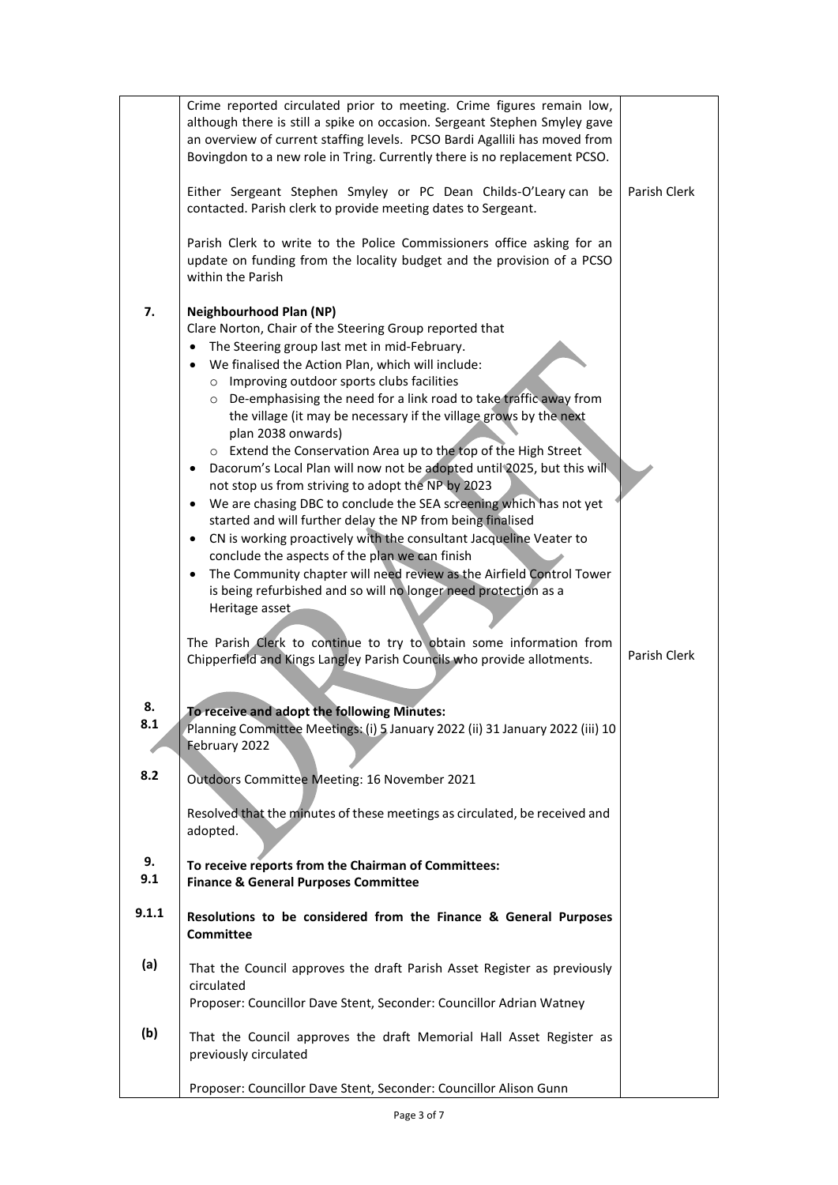| | | |
|---|---|---|
| | Crime reported circulated prior to meeting. Crime figures remain low, although there is still a spike on occasion. Sergeant Stephen Smyley gave an overview of current staffing levels. PCSO Bardi Agallili has moved from Bovingdon to a new role in Tring. Currently there is no replacement PCSO.<br><br>Either Sergeant Stephen Smyley or PC Dean Childs-O'Leary can be contacted. Parish clerk to provide meeting dates to Sergeant.<br><br>Parish Clerk to write to the Police Commissioners office asking for an update on funding from the locality budget and the provision of a PCSO within the Parish | Parish Clerk |
| 7. | **Neighbourhood Plan (NP)**<br>Clare Norton, Chair of the Steering Group reported that<br>• The Steering group last met in mid-February.<br>• We finalised the Action Plan, which will include:<br>&nbsp;&nbsp;o Improving outdoor sports clubs facilities<br>&nbsp;&nbsp;o De-emphasising the need for a link road to take traffic away from the village (it may be necessary if the village grows by the next plan 2038 onwards)<br>&nbsp;&nbsp;o Extend the Conservation Area up to the top of the High Street<br>• Dacorum's Local Plan will now not be adopted until 2025, but this will not stop us from striving to adopt the NP by 2023<br>• We are chasing DBC to conclude the SEA screening which has not yet started and will further delay the NP from being finalised<br>• CN is working proactively with the consultant Jacqueline Veater to conclude the aspects of the plan we can finish<br>• The Community chapter will need review as the Airfield Control Tower is being refurbished and so will no longer need protection as a Heritage asset<br><br>The Parish Clerk to continue to try to obtain some information from Chipperfield and Kings Langley Parish Councils who provide allotments. | Parish Clerk |
| 8.<br>8.1 | **To receive and adopt the following Minutes:**<br>Planning Committee Meetings: (i) 5 January 2022 (ii) 31 January 2022 (iii) 10 February 2022 | |
| 8.2 | Outdoors Committee Meeting: 16 November 2021<br><br>Resolved that the minutes of these meetings as circulated, be received and adopted. | |
| 9.<br>9.1 | **To receive reports from the Chairman of Committees:**<br>**Finance & General Purposes Committee** | |
| 9.1.1 | **Resolutions to be considered from the Finance & General Purposes Committee** | |
| (a) | That the Council approves the draft Parish Asset Register as previously circulated<br>Proposer: Councillor Dave Stent, Seconder: Councillor Adrian Watney | |
| (b) | That the Council approves the draft Memorial Hall Asset Register as previously circulated<br><br>Proposer: Councillor Dave Stent, Seconder: Councillor Alison Gunn | |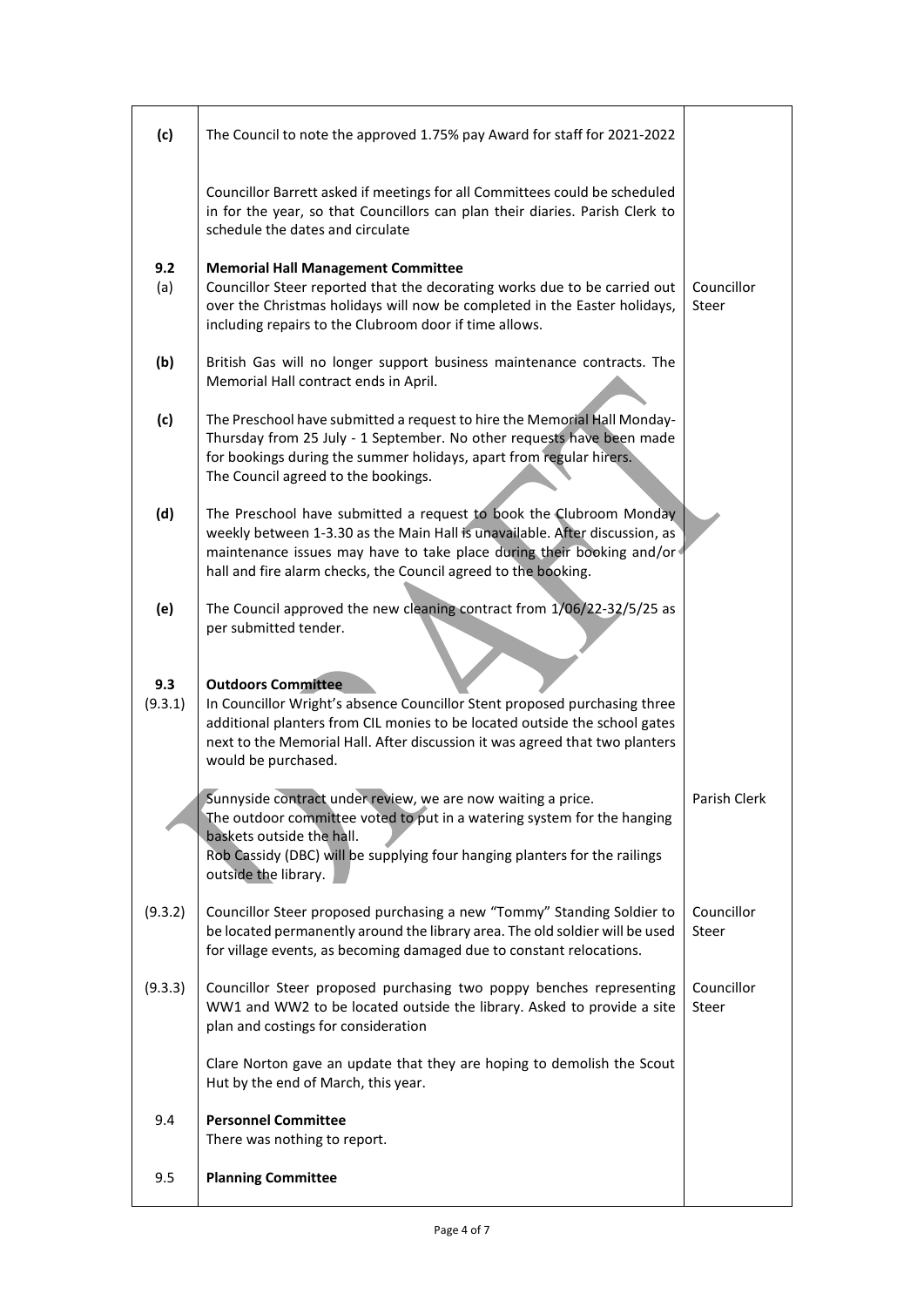| | | |
|---|---|---|
| **(c)** | The Council to note the approved 1.75% pay Award for staff for 2021-2022 | |
| | Councillor Barrett asked if meetings for all Committees could be scheduled in for the year, so that Councillors can plan their diaries. Parish Clerk to schedule the dates and circulate | |
| **9.2** | **Memorial Hall Management Committee** | |
| (a) | Councillor Steer reported that the decorating works due to be carried out over the Christmas holidays will now be completed in the Easter holidays, including repairs to the Clubroom door if time allows. | Councillor Steer |
| **(b)** | British Gas will no longer support business maintenance contracts. The Memorial Hall contract ends in April. | |
| **(c)** | The Preschool have submitted a request to hire the Memorial Hall Monday-Thursday from 25 July - 1 September. No other requests have been made for bookings during the summer holidays, apart from regular hirers. The Council agreed to the bookings. | |
| **(d)** | The Preschool have submitted a request to book the Clubroom Monday weekly between 1-3.30 as the Main Hall is unavailable. After discussion, as maintenance issues may have to take place during their booking and/or hall and fire alarm checks, the Council agreed to the booking. | |
| **(e)** | The Council approved the new cleaning contract from 1/06/22-32/5/25 as per submitted tender. | |
| **9.3** | **Outdoors Committee** | |
| (9.3.1) | In Councillor Wright's absence Councillor Stent proposed purchasing three additional planters from CIL monies to be located outside the school gates next to the Memorial Hall. After discussion it was agreed that two planters would be purchased. | |
| | Sunnyside contract under review, we are now waiting a price. The outdoor committee voted to put in a watering system for the hanging baskets outside the hall. Rob Cassidy (DBC) will be supplying four hanging planters for the railings outside the library. | Parish Clerk |
| (9.3.2) | Councillor Steer proposed purchasing a new "Tommy" Standing Soldier to be located permanently around the library area. The old soldier will be used for village events, as becoming damaged due to constant relocations. | Councillor Steer |
| (9.3.3) | Councillor Steer proposed purchasing two poppy benches representing WW1 and WW2 to be located outside the library. Asked to provide a site plan and costings for consideration | Councillor Steer |
| | Clare Norton gave an update that they are hoping to demolish the Scout Hut by the end of March, this year. | |
| 9.4 | **Personnel Committee** | |
| | There was nothing to report. | |
| 9.5 | **Planning Committee** | |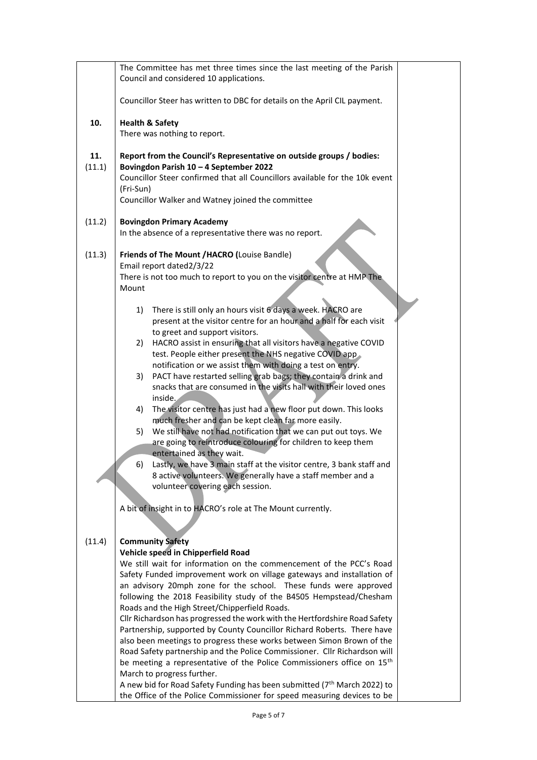The Committee has met three times since the last meeting of the Parish Council and considered 10 applications.

Councillor Steer has written to DBC for details on the April CIL payment.

**10. Health & Safety**

There was nothing to report.

**11. Report from the Council's Representative on outside groups / bodies:**

**(11.1) Bovingdon Parish 10 – 4 September 2022**

Councillor Steer confirmed that all Councillors available for the 10k event (Fri-Sun)

Councillor Walker and Watney joined the committee

**(11.2) Bovingdon Primary Academy**

In the absence of a representative there was no report.

**(11.3) Friends of The Mount /HACRO (**Louise Bandle)

Email report dated2/3/22

There is not too much to report to you on the visitor centre at HMP The Mount

1) There is still only an hours visit 6 days a week. HACRO are present at the visitor centre for an hour and a half for each visit to greet and support visitors.
2) HACRO assist in ensuring that all visitors have a negative COVID test. People either present the NHS negative COVID app notification or we assist them with doing a test on entry.
3) PACT have restarted selling grab bags; they contain a drink and snacks that are consumed in the visits hall with their loved ones inside.
4) The visitor centre has just had a new floor put down. This looks much fresher and can be kept clean far more easily.
5) We still have not had notification that we can put out toys. We are going to reintroduce colouring for children to keep them entertained as they wait.
6) Lastly, we have 3 main staff at the visitor centre, 3 bank staff and 8 active volunteers. We generally have a staff member and a volunteer covering each session.

A bit of insight in to HACRO's role at The Mount currently.

**(11.4) Community Safety**

**Vehicle speed in Chipperfield Road**

We still wait for information on the commencement of the PCC's Road Safety Funded improvement work on village gateways and installation of an advisory 20mph zone for the school. These funds were approved following the 2018 Feasibility study of the B4505 Hempstead/Chesham Roads and the High Street/Chipperfield Roads.

Cllr Richardson has progressed the work with the Hertfordshire Road Safety Partnership, supported by County Councillor Richard Roberts. There have also been meetings to progress these works between Simon Brown of the Road Safety partnership and the Police Commissioner. Cllr Richardson will be meeting a representative of the Police Commissioners office on 15th March to progress further.

A new bid for Road Safety Funding has been submitted (7th March 2022) to the Office of the Police Commissioner for speed measuring devices to be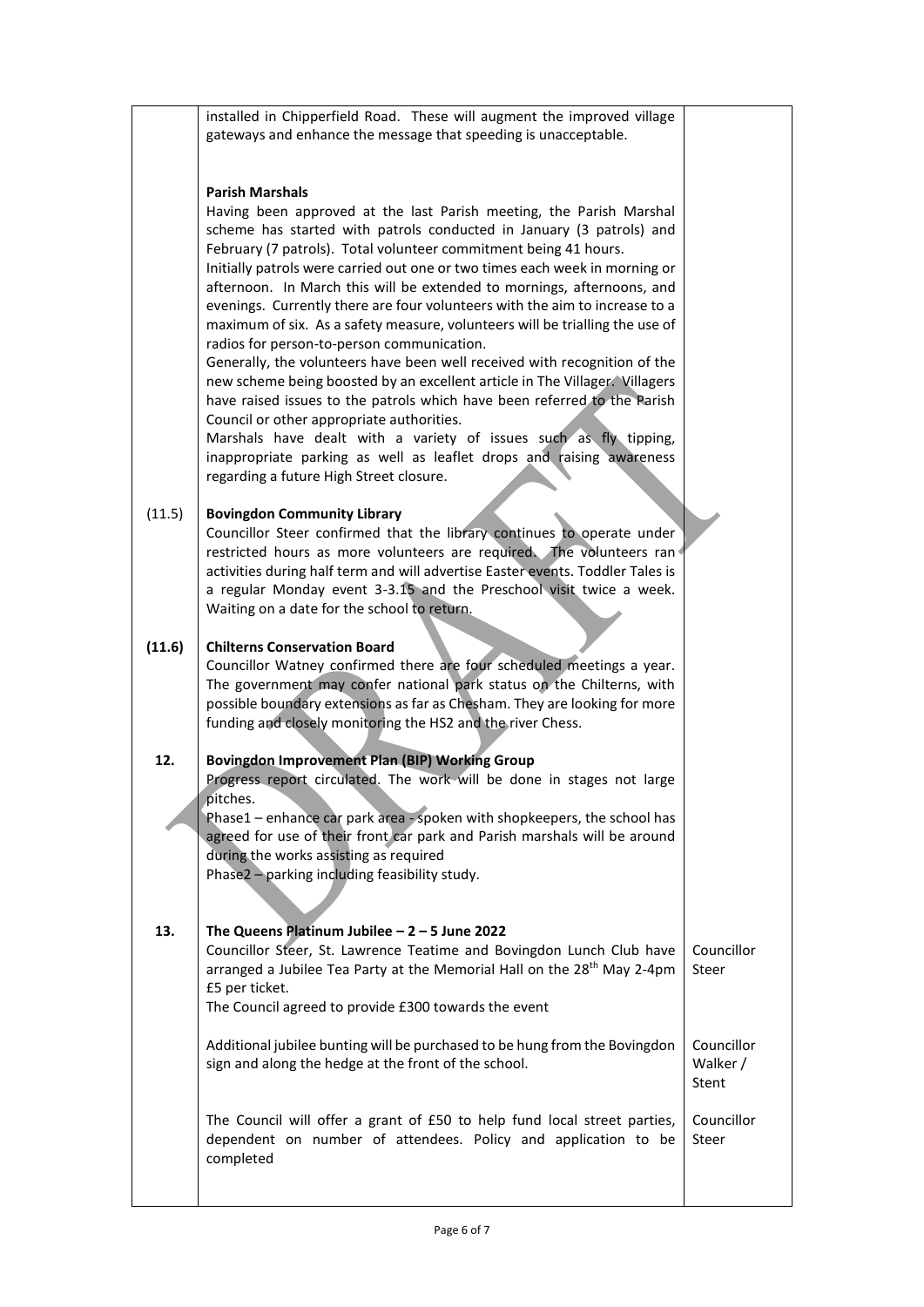| | | |
|---|---|---|
| | installed in Chipperfield Road. These will augment the improved village gateways and enhance the message that speeding is unacceptable.<br><br>**Parish Marshals**<br>Having been approved at the last Parish meeting, the Parish Marshal scheme has started with patrols conducted in January (3 patrols) and February (7 patrols). Total volunteer commitment being 41 hours.<br>Initially patrols were carried out one or two times each week in morning or afternoon. In March this will be extended to mornings, afternoons, and evenings. Currently there are four volunteers with the aim to increase to a maximum of six. As a safety measure, volunteers will be trialling the use of radios for person-to-person communication.<br>Generally, the volunteers have been well received with recognition of the new scheme being boosted by an excellent article in The Villager. Villagers have raised issues to the patrols which have been referred to the Parish Council or other appropriate authorities.<br>Marshals have dealt with a variety of issues such as fly tipping, inappropriate parking as well as leaflet drops and raising awareness regarding a future High Street closure. | |
| (11.5) | **Bovingdon Community Library**<br>Councillor Steer confirmed that the library continues to operate under restricted hours as more volunteers are required. The volunteers ran activities during half term and will advertise Easter events. Toddler Tales is a regular Monday event 3-3.15 and the Preschool visit twice a week. Waiting on a date for the school to return. | |
| **(11.6)** | **Chilterns Conservation Board**<br>Councillor Watney confirmed there are four scheduled meetings a year. The government may confer national park status on the Chilterns, with possible boundary extensions as far as Chesham. They are looking for more funding and closely monitoring the HS2 and the river Chess. | |
| **12.** | **Bovingdon Improvement Plan (BIP) Working Group**<br>Progress report circulated. The work will be done in stages not large pitches.<br>Phase1 – enhance car park area - spoken with shopkeepers, the school has agreed for use of their front car park and Parish marshals will be around during the works assisting as required<br>Phase2 – parking including feasibility study. | |
| **13.** | **The Queens Platinum Jubilee – 2 – 5 June 2022**<br>Councillor Steer, St. Lawrence Teatime and Bovingdon Lunch Club have arranged a Jubilee Tea Party at the Memorial Hall on the 28th May 2-4pm £5 per ticket.<br>The Council agreed to provide £300 towards the event | Councillor Steer |
| | Additional jubilee bunting will be purchased to be hung from the Bovingdon sign and along the hedge at the front of the school. | Councillor Walker / Stent |
| | The Council will offer a grant of £50 to help fund local street parties, dependent on number of attendees. Policy and application to be completed | Councillor Steer |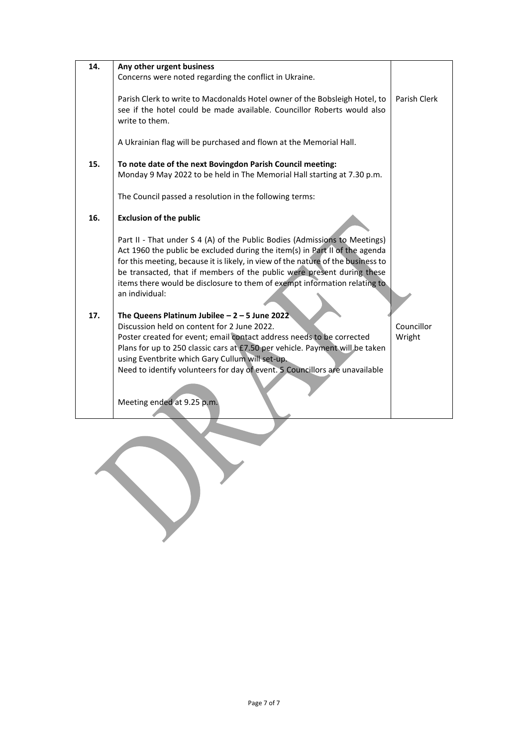| | | |
|---|---|---|
| **14.** | **Any other urgent business**<br>Concerns were noted regarding the conflict in Ukraine.<br><br>Parish Clerk to write to Macdonalds Hotel owner of the Bobsleigh Hotel, to see if the hotel could be made available. Councillor Roberts would also write to them.<br><br>A Ukrainian flag will be purchased and flown at the Memorial Hall. | Parish Clerk |
| **15.** | **To note date of the next Bovingdon Parish Council meeting:**<br>Monday 9 May 2022 to be held in The Memorial Hall starting at 7.30 p.m.<br><br>The Council passed a resolution in the following terms: | |
| **16.** | **Exclusion of the public**<br><br>Part II - That under S 4 (A) of the Public Bodies (Admissions to Meetings) Act 1960 the public be excluded during the item(s) in Part II of the agenda for this meeting, because it is likely, in view of the nature of the business to be transacted, that if members of the public were present during these items there would be disclosure to them of exempt information relating to an individual: | |
| **17.** | **The Queens Platinum Jubilee – 2 – 5 June 2022**<br>Discussion held on content for 2 June 2022.<br>Poster created for event; email contact address needs to be corrected<br>Plans for up to 250 classic cars at £7.50 per vehicle. Payment will be taken using Eventbrite which Gary Cullum will set-up.<br>Need to identify volunteers for day of event. 5 Councillors are unavailable<br><br>Meeting ended at 9.25 p.m. | Councillor Wright |